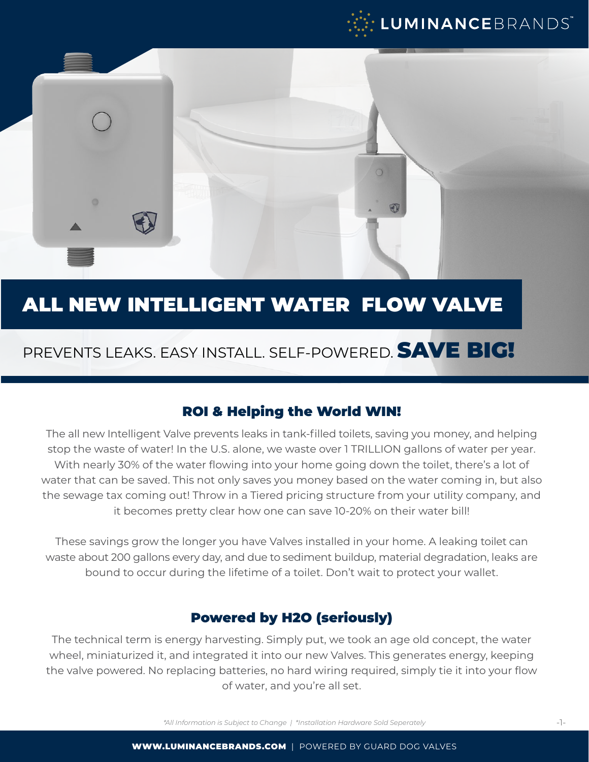# ALL NEW INTELLIGENT WATER FLOW VALVE

PREVENTS LEAKS. EASY INSTALL. SELF-POWERED. **SAVE BIG!**

## ROI & Helping the World WIN!

The all new Intelligent Valve prevents leaks in tank-filled toilets, saving you money, and helping stop the waste of water! In the U.S. alone, we waste over 1 TRILLION gallons of water per year. With nearly 30% of the water flowing into your home going down the toilet, there's a lot of water that can be saved. This not only saves you money based on the water coming in, but also the sewage tax coming out! Throw in a Tiered pricing structure from your utility company, and it becomes pretty clear how one can save 10-20% on their water bill!

These savings grow the longer you have Valves installed in your home. A leaking toilet can waste about 200 gallons every day, and due to sediment buildup, material degradation, leaks are bound to occur during the lifetime of a toilet. Don't wait to protect your wallet.

## Powered by H2O (seriously)

The technical term is energy harvesting. Simply put, we took an age old concept, the water wheel, miniaturized it, and integrated it into our new Valves. This generates energy, keeping the valve powered. No replacing batteries, no hard wiring required, simply tie it into your flow of water, and you're all set.

*\*All Information is Subject to Change | \*Installation Hardware Sold Seperately*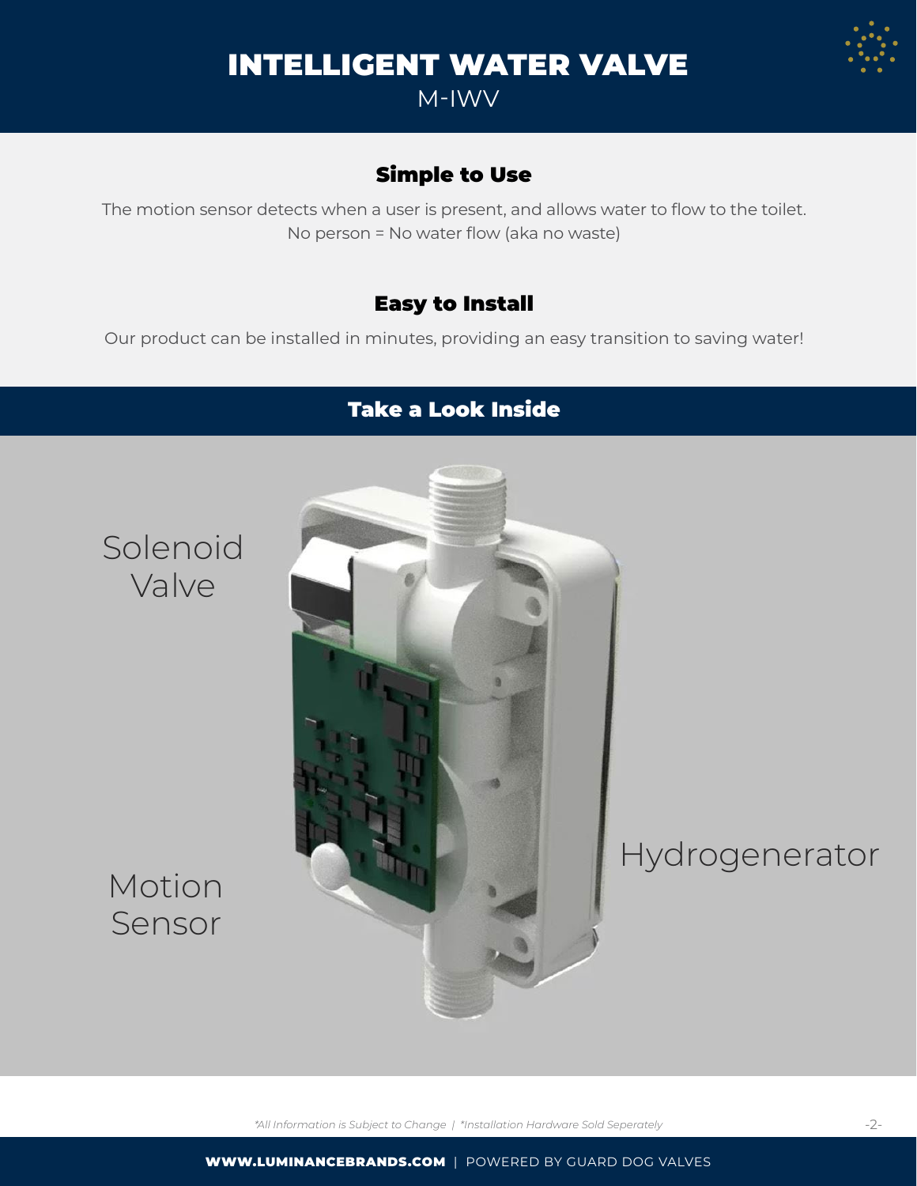# INTELLIGENT WATER VALVE

M-IWV

## Simple to Use

The motion sensor detects when a user is present, and allows water to flow to the toilet.
No person = No water flow (aka no waste)

## Easy to Install

Our product can be installed in minutes, providing an easy transition to saving water!

## Take a Look Inside

Solenoid Valve

Motion Sensor

Hydrogenerator

*\*All Information is Subject to Change | \*Installation Hardware Sold Seperately*

**WWW.LUMINANCEBRANDS.COM** | POWERED BY GUARD DOG VALVES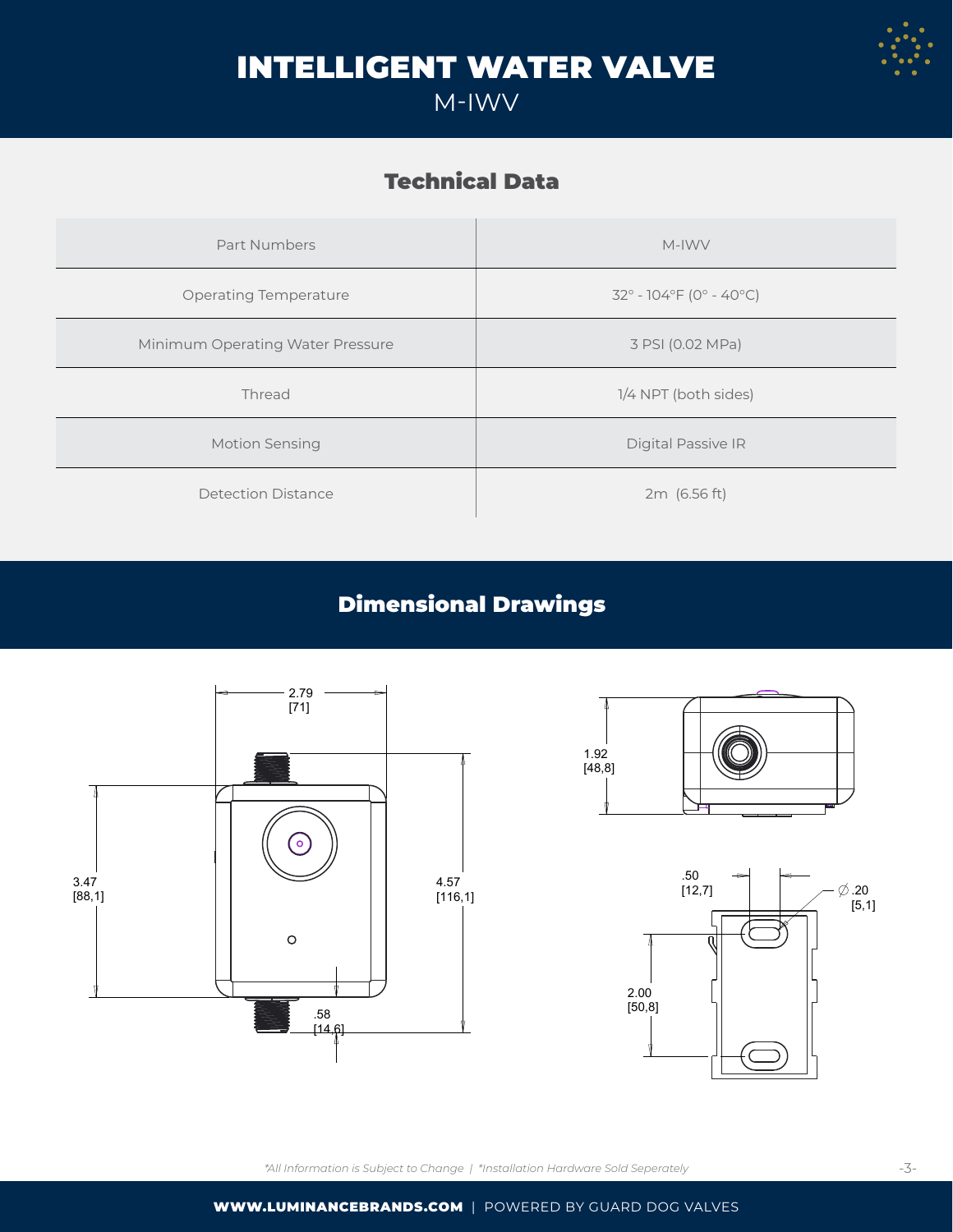# INTELLIGENT WATER VALVE

M-IWV

## Technical Data

| Part Numbers | M-IWV |
|---|---|
| Operating Temperature | 32° - 104°F (0° - 40°C) |
| Minimum Operating Water Pressure | 3 PSI (0.02 MPa) |
| Thread | 1/4 NPT (both sides) |
| Motion Sensing | Digital Passive IR |
| Detection Distance | 2m (6.56 ft) |

## Dimensional Drawings

2.79 [71]

3.47 [88,1]

4.57 [116,1]

.58 [14,6]

1.92 [48,8]

.50 [12,7]

∅ .20 [5,1]

2.00 [50,8]

*All Information is Subject to Change | *Installation Hardware Sold Seperately

**WWW.LUMINANCEBRANDS.COM** | POWERED BY GUARD DOG VALVES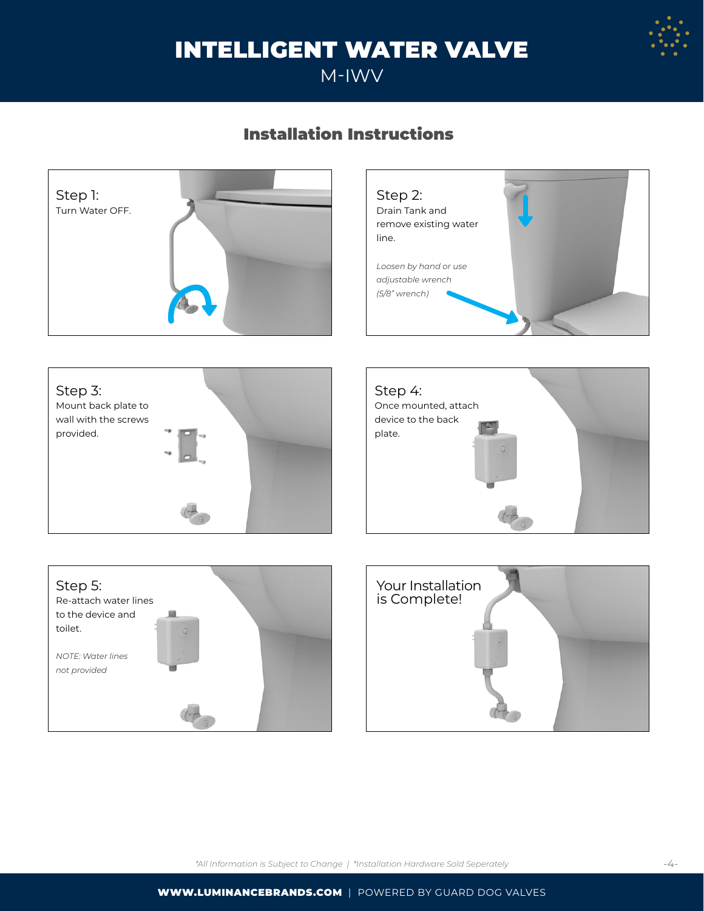# INTELLIGENT WATER VALVE

M-IWV

## Installation Instructions

**Step 1:**
Turn Water OFF.

**Step 2:**
Drain Tank and remove existing water line.

*Loosen by hand or use adjustable wrench (5/8" wrench)*

**Step 3:**
Mount back plate to wall with the screws provided.

**Step 4:**
Once mounted, attach device to the back plate.

**Step 5:**
Re-attach water lines to the device and toilet.

*NOTE: Water lines not provided*

**Your Installation is Complete!**

*\*All Information is Subject to Change | \*Installation Hardware Sold Seperately*

**WWW.LUMINANCEBRANDS.COM** | POWERED BY GUARD DOG VALVES